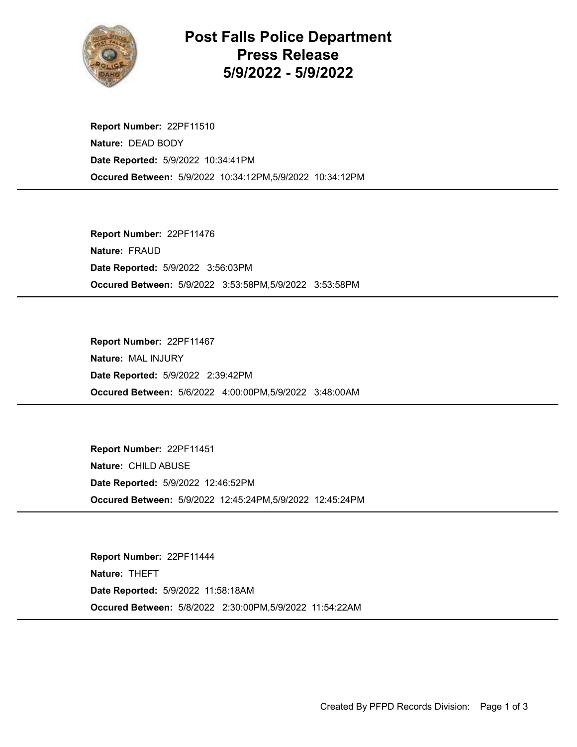# Post Falls Police Department
# Press Release
# 5/9/2022 - 5/9/2022

**Report Number:** 22PF11510
**Nature:** DEAD BODY
**Date Reported:** 5/9/2022 10:34:41PM
**Occured Between:** 5/9/2022 10:34:12PM,5/9/2022 10:34:12PM

---

**Report Number:** 22PF11476
**Nature:** FRAUD
**Date Reported:** 5/9/2022 3:56:03PM
**Occured Between:** 5/9/2022 3:53:58PM,5/9/2022 3:53:58PM

---

**Report Number:** 22PF11467
**Nature:** MAL INJURY
**Date Reported:** 5/9/2022 2:39:42PM
**Occured Between:** 5/6/2022 4:00:00PM,5/9/2022 3:48:00AM

---

**Report Number:** 22PF11451
**Nature:** CHILD ABUSE
**Date Reported:** 5/9/2022 12:46:52PM
**Occured Between:** 5/9/2022 12:45:24PM,5/9/2022 12:45:24PM

---

**Report Number:** 22PF11444
**Nature:** THEFT
**Date Reported:** 5/9/2022 11:58:18AM
**Occured Between:** 5/8/2022 2:30:00PM,5/9/2022 11:54:22AM

---

Created By PFPD Records Division: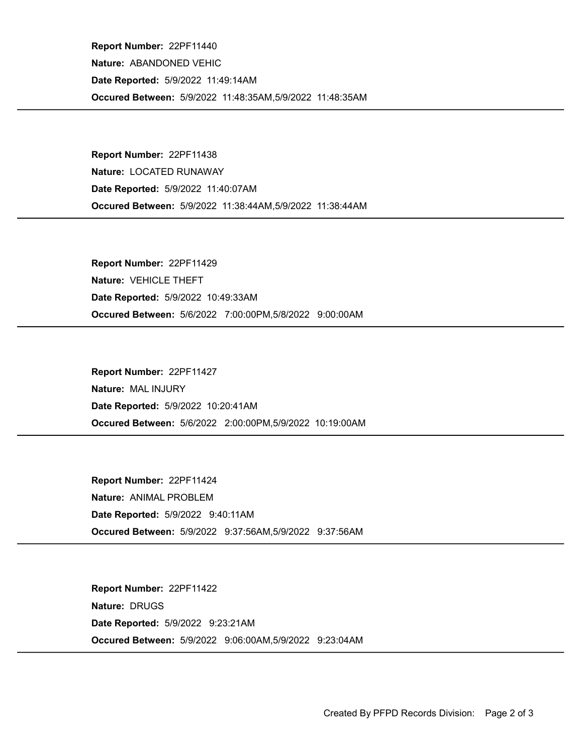**Report Number:** 22PF11440
**Nature:** ABANDONED VEHIC
**Date Reported:** 5/9/2022 11:49:14AM
**Occured Between:** 5/9/2022 11:48:35AM,5/9/2022 11:48:35AM

---

**Report Number:** 22PF11438
**Nature:** LOCATED RUNAWAY
**Date Reported:** 5/9/2022 11:40:07AM
**Occured Between:** 5/9/2022 11:38:44AM,5/9/2022 11:38:44AM

---

**Report Number:** 22PF11429
**Nature:** VEHICLE THEFT
**Date Reported:** 5/9/2022 10:49:33AM
**Occured Between:** 5/6/2022 7:00:00PM,5/8/2022 9:00:00AM

---

**Report Number:** 22PF11427
**Nature:** MAL INJURY
**Date Reported:** 5/9/2022 10:20:41AM
**Occured Between:** 5/6/2022 2:00:00PM,5/9/2022 10:19:00AM

---

**Report Number:** 22PF11424
**Nature:** ANIMAL PROBLEM
**Date Reported:** 5/9/2022 9:40:11AM
**Occured Between:** 5/9/2022 9:37:56AM,5/9/2022 9:37:56AM

---

**Report Number:** 22PF11422
**Nature:** DRUGS
**Date Reported:** 5/9/2022 9:23:21AM
**Occured Between:** 5/9/2022 9:06:00AM,5/9/2022 9:23:04AM

---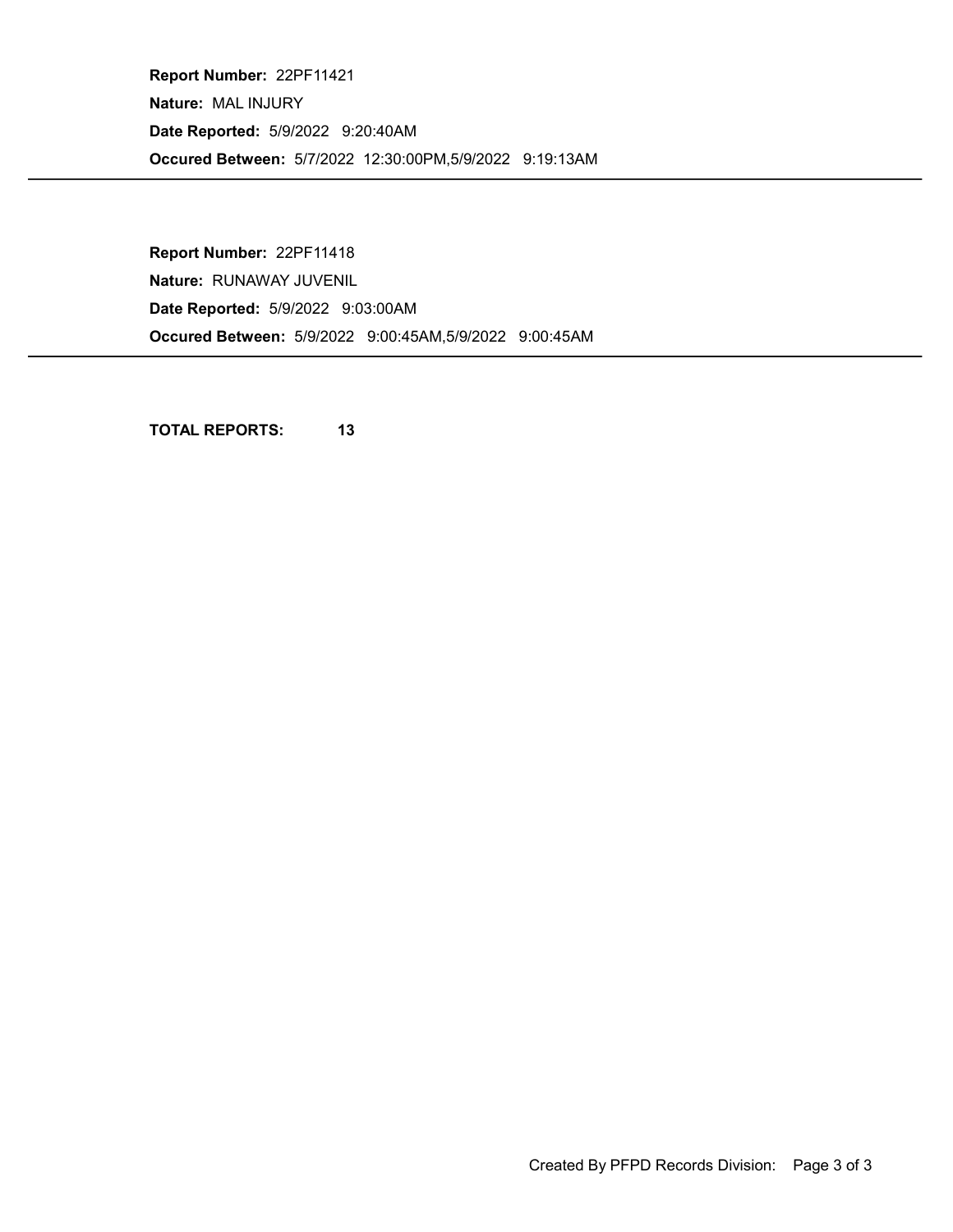**Report Number:** 22PF11421

**Nature:** MAL INJURY

**Date Reported:** 5/9/2022 9:20:40AM

**Occured Between:** 5/7/2022 12:30:00PM,5/9/2022 9:19:13AM

---

**Report Number:** 22PF11418

**Nature:** RUNAWAY JUVENIL

**Date Reported:** 5/9/2022 9:03:00AM

**Occured Between:** 5/9/2022 9:00:45AM,5/9/2022 9:00:45AM

---

**TOTAL REPORTS: 13**